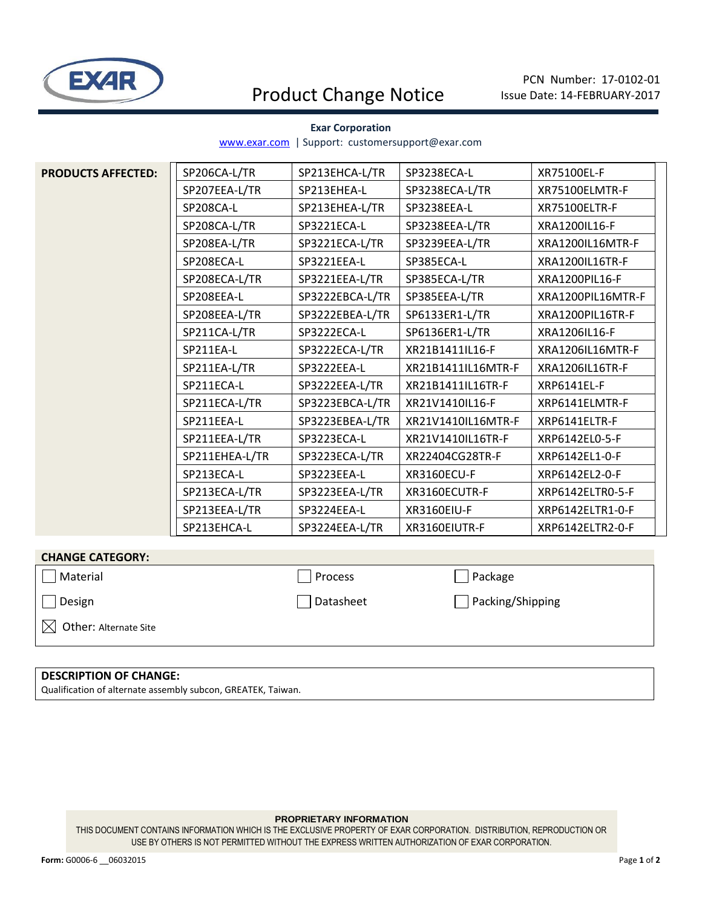# Product Change Notice

PCN Number: 17-0102-01
Issue Date: 14-FEBRUARY-2017

**Exar Corporation**

www.exar.com | Support: customersupport@exar.com

**PRODUCTS AFFECTED:**

| | | | |
|---|---|---|---|
| SP206CA-L/TR | SP213EHCA-L/TR | SP3238ECA-L | XR75100EL-F |
| SP207EEA-L/TR | SP213EHEA-L | SP3238ECA-L/TR | XR75100ELMTR-F |
| SP208CA-L | SP213EHEA-L/TR | SP3238EEA-L | XR75100ELTR-F |
| SP208CA-L/TR | SP3221ECA-L | SP3238EEA-L/TR | XRA1200IL16-F |
| SP208EA-L/TR | SP3221ECA-L/TR | SP3239EEA-L/TR | XRA1200IL16MTR-F |
| SP208ECA-L | SP3221EEA-L | SP385ECA-L | XRA1200IL16TR-F |
| SP208ECA-L/TR | SP3221EEA-L/TR | SP385ECA-L/TR | XRA1200PIL16-F |
| SP208EEA-L | SP3222EBCA-L/TR | SP385EEA-L/TR | XRA1200PIL16MTR-F |
| SP208EEA-L/TR | SP3222EBEA-L/TR | SP6133ER1-L/TR | XRA1200PIL16TR-F |
| SP211CA-L/TR | SP3222ECA-L | SP6136ER1-L/TR | XRA1206IL16-F |
| SP211EA-L | SP3222ECA-L/TR | XR21B1411IL16-F | XRA1206IL16MTR-F |
| SP211EA-L/TR | SP3222EEA-L | XR21B1411IL16MTR-F | XRA1206IL16TR-F |
| SP211ECA-L | SP3222EEA-L/TR | XR21B1411IL16TR-F | XRP6141EL-F |
| SP211ECA-L/TR | SP3223EBCA-L/TR | XR21V1410IL16-F | XRP6141ELMTR-F |
| SP211EEA-L | SP3223EBEA-L/TR | XR21V1410IL16MTR-F | XRP6141ELTR-F |
| SP211EEA-L/TR | SP3223ECA-L | XR21V1410IL16TR-F | XRP6142EL0-5-F |
| SP211EHEA-L/TR | SP3223ECA-L/TR | XR22404CG28TR-F | XRP6142EL1-0-F |
| SP213ECA-L | SP3223EEA-L | XR3160ECU-F | XRP6142EL2-0-F |
| SP213ECA-L/TR | SP3223EEA-L/TR | XR3160ECUTR-F | XRP6142ELTR0-5-F |
| SP213EEA-L/TR | SP3224EEA-L | XR3160EIU-F | XRP6142ELTR1-0-F |
| SP213EHCA-L | SP3224EEA-L/TR | XR3160EIUTR-F | XRP6142ELTR2-0-F |

**CHANGE CATEGORY:**

- ☐ Material
- ☐ Process
- ☐ Package
- ☐ Design
- ☐ Datasheet
- ☐ Packing/Shipping
- ☒ Other: Alternate Site

**DESCRIPTION OF CHANGE:**

Qualification of alternate assembly subcon, GREATEK, Taiwan.

**PROPRIETARY INFORMATION**

THIS DOCUMENT CONTAINS INFORMATION WHICH IS THE EXCLUSIVE PROPERTY OF EXAR CORPORATION. DISTRIBUTION, REPRODUCTION OR USE BY OTHERS IS NOT PERMITTED WITHOUT THE EXPRESS WRITTEN AUTHORIZATION OF EXAR CORPORATION.

**Form:** G0006-6 __06032015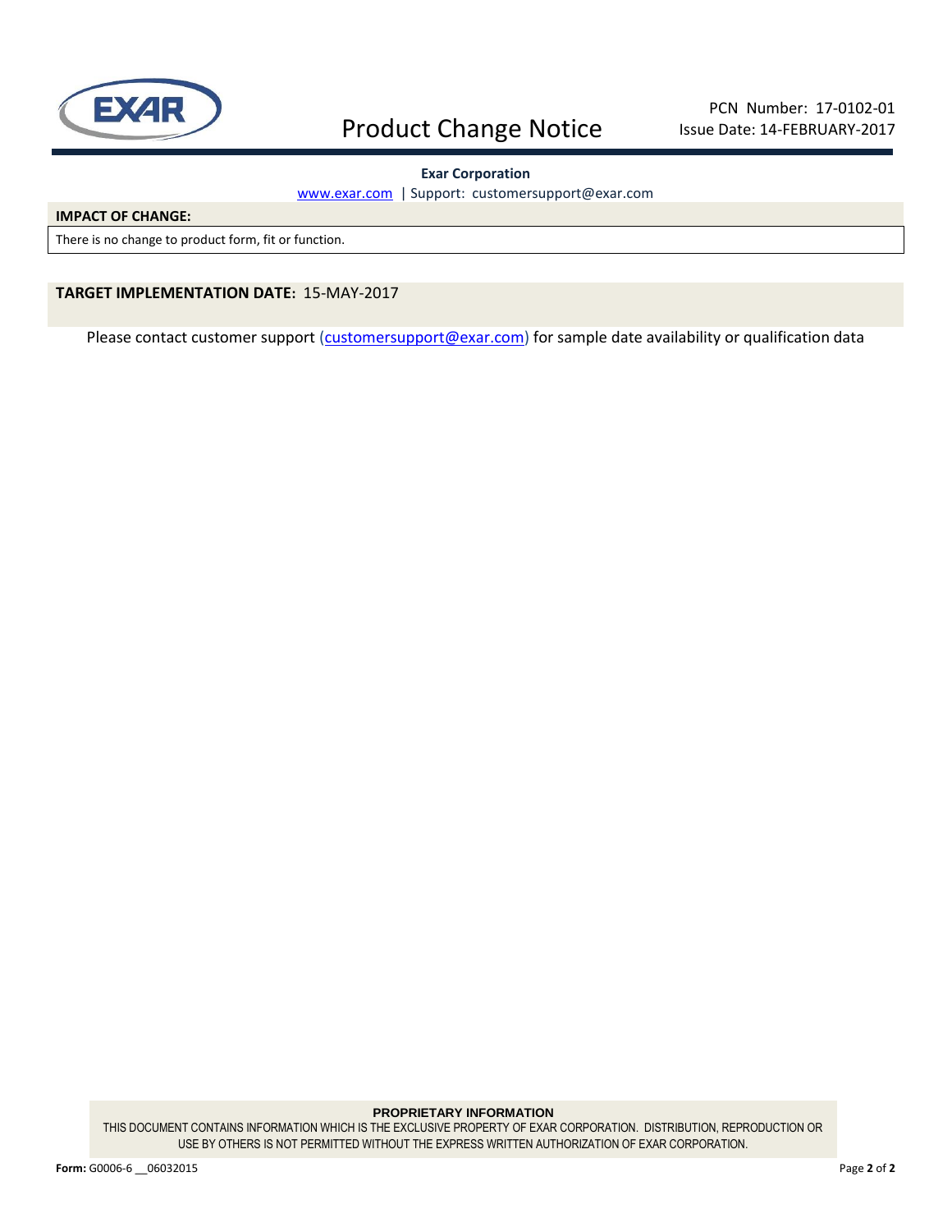**Exar Corporation**

www.exar.com | Support: customersupport@exar.com

**IMPACT OF CHANGE:**

There is no change to product form, fit or function.

**TARGET IMPLEMENTATION DATE:** 15-MAY-2017

Please contact customer support (customersupport@exar.com) for sample date availability or qualification data

**PROPRIETARY INFORMATION**

THIS DOCUMENT CONTAINS INFORMATION WHICH IS THE EXCLUSIVE PROPERTY OF EXAR CORPORATION. DISTRIBUTION, REPRODUCTION OR USE BY OTHERS IS NOT PERMITTED WITHOUT THE EXPRESS WRITTEN AUTHORIZATION OF EXAR CORPORATION.

**Form:** G0006-6 __06032015